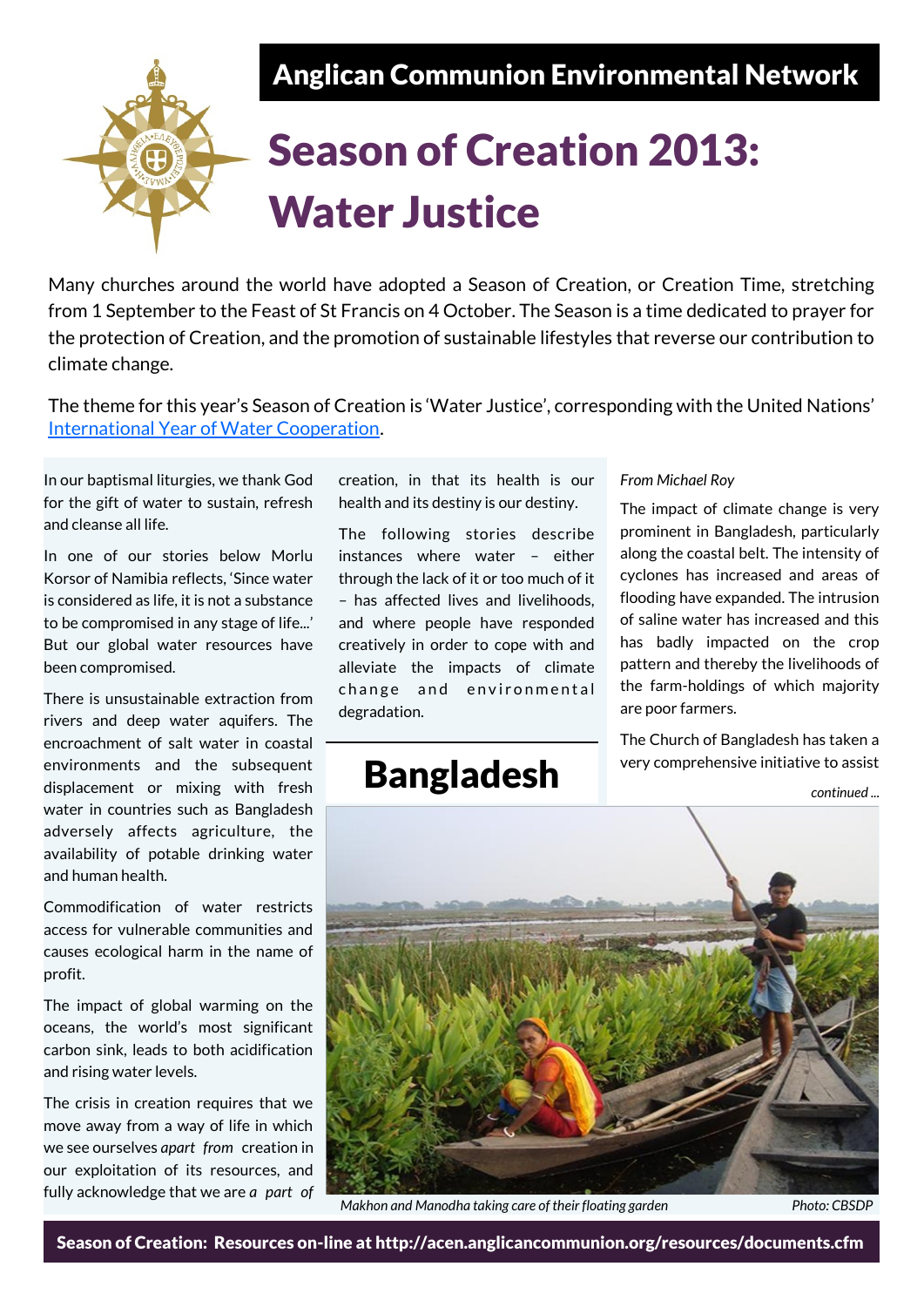**Anglican Communion Environmental Network**

# Season of Creation 2013: Water Justice

Many churches around the world have adopted a Season of Creation, or Creation Time, stretching from 1 September to the Feast of St Francis on 4 October. The Season is a time dedicated to prayer for the protection of Creation, and the promotion of sustainable lifestyles that reverse our contribution to climate change.

The theme for this year's Season of Creation is 'Water Justice', corresponding with the United Nations' International Year of Water Cooperation.

In our baptismal liturgies, we thank God for the gift of water to sustain, refresh and cleanse all life.

In one of our stories below Morlu Korsor of Namibia reflects, 'Since water is considered as life, it is not a substance to be compromised in any stage of life...' But our global water resources have been compromised.

There is unsustainable extraction from rivers and deep water aquifers. The encroachment of salt water in coastal environments and the subsequent displacement or mixing with fresh water in countries such as Bangladesh adversely affects agriculture, the availability of potable drinking water and human health.

Commodification of water restricts access for vulnerable communities and causes ecological harm in the name of profit.

The impact of global warming on the oceans, the world's most significant carbon sink, leads to both acidification and rising water levels.

The crisis in creation requires that we move away from a way of life in which we see ourselves *apart from* creation in our exploitation of its resources, and fully acknowledge that we are *a part of* creation, in that its health is our health and its destiny is our destiny.

The following stories describe instances where water – either through the lack of it or too much of it – has affected lives and livelihoods, and where people have responded creatively in order to cope with and alleviate the impacts of climate change and environmental degradation.

## Bangladesh

*From Michael Roy*

The impact of climate change is very prominent in Bangladesh, particularly along the coastal belt. The intensity of cyclones has increased and areas of flooding have expanded. The intrusion of saline water has increased and this has badly impacted on the crop pattern and thereby the livelihoods of the farm-holdings of which majority are poor farmers.

The Church of Bangladesh has taken a very comprehensive initiative to assist

*continued ...*

*Makhon and Manodha taking care of their floating garden* — *Photo: CBSDP*

**Season of Creation: Resources on-line at http://acen.anglicancommunion.org/resources/documents.cfm**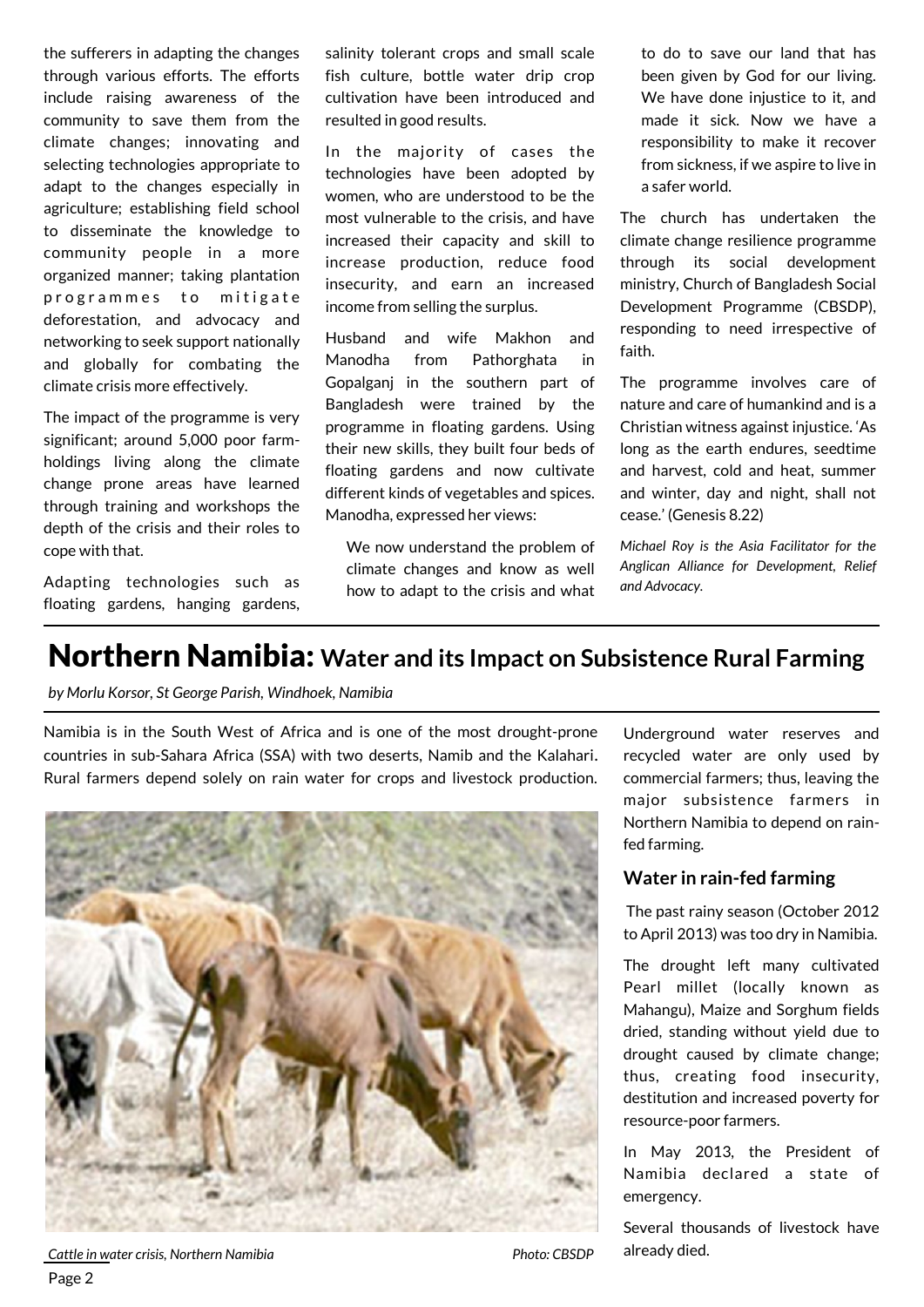the sufferers in adapting the changes through various efforts. The efforts include raising awareness of the community to save them from the climate changes; innovating and selecting technologies appropriate to adapt to the changes especially in agriculture; establishing field school to disseminate the knowledge to community people in a more organized manner; taking plantation programmes to mitigate deforestation, and advocacy and networking to seek support nationally and globally for combating the climate crisis more effectively.

The impact of the programme is very significant; around 5,000 poor farm-holdings living along the climate change prone areas have learned through training and workshops the depth of the crisis and their roles to cope with that.

Adapting technologies such as floating gardens, hanging gardens, salinity tolerant crops and small scale fish culture, bottle water drip crop cultivation have been introduced and resulted in good results.

In the majority of cases the technologies have been adopted by women, who are understood to be the most vulnerable to the crisis, and have increased their capacity and skill to increase production, reduce food insecurity, and earn an increased income from selling the surplus.

Husband and wife Makhon and Manodha from Pathorghata in Gopalganj in the southern part of Bangladesh were trained by the programme in floating gardens. Using their new skills, they built four beds of floating gardens and now cultivate different kinds of vegetables and spices. Manodha, expressed her views:

> We now understand the problem of climate changes and know as well how to adapt to the crisis and what to do to save our land that has been given by God for our living. We have done injustice to it, and made it sick. Now we have a responsibility to make it recover from sickness, if we aspire to live in a safer world.

The church has undertaken the climate change resilience programme through its social development ministry, Church of Bangladesh Social Development Programme (CBSDP), responding to need irrespective of faith.

The programme involves care of nature and care of humankind and is a Christian witness against injustice. 'As long as the earth endures, seedtime and harvest, cold and heat, summer and winter, day and night, shall not cease.' (Genesis 8.22)

*Michael Roy is the Asia Facilitator for the Anglican Alliance for Development, Relief and Advocacy.*

# Northern Namibia: Water and its Impact on Subsistence Rural Farming

*by Morlu Korsor, St George Parish, Windhoek, Namibia*

Namibia is in the South West of Africa and is one of the most drought-prone countries in sub-Sahara Africa (SSA) with two deserts, Namib and the Kalahari. Rural farmers depend solely on rain water for crops and livestock production.

*Cattle in water crisis, Northern Namibia* *Photo: CBSDP*

Underground water reserves and recycled water are only used by commercial farmers; thus, leaving the major subsistence farmers in Northern Namibia to depend on rain-fed farming.

## Water in rain-fed farming

The past rainy season (October 2012 to April 2013) was too dry in Namibia.

The drought left many cultivated Pearl millet (locally known as Mahangu), Maize and Sorghum fields dried, standing without yield due to drought caused by climate change; thus, creating food insecurity, destitution and increased poverty for resource-poor farmers.

In May 2013, the President of Namibia declared a state of emergency.

Several thousands of livestock have already died.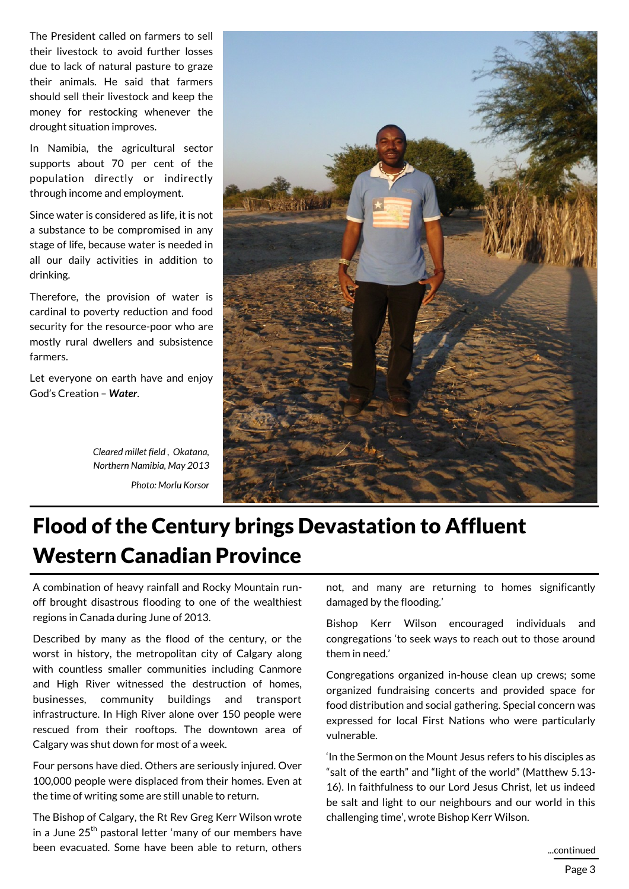The President called on farmers to sell their livestock to avoid further losses due to lack of natural pasture to graze their animals. He said that farmers should sell their livestock and keep the money for restocking whenever the drought situation improves.

In Namibia, the agricultural sector supports about 70 per cent of the population directly or indirectly through income and employment.

Since water is considered as life, it is not a substance to be compromised in any stage of life, because water is needed in all our daily activities in addition to drinking.

Therefore, the provision of water is cardinal to poverty reduction and food security for the resource-poor who are mostly rural dwellers and subsistence farmers.

Let everyone on earth have and enjoy God's Creation – ***Water***.

*Cleared millet field , Okatana, Northern Namibia, May 2013*

*Photo: Morlu Korsor*

# Flood of the Century brings Devastation to Affluent Western Canadian Province

A combination of heavy rainfall and Rocky Mountain run-off brought disastrous flooding to one of the wealthiest regions in Canada during June of 2013.

Described by many as the flood of the century, or the worst in history, the metropolitan city of Calgary along with countless smaller communities including Canmore and High River witnessed the destruction of homes, businesses, community buildings and transport infrastructure. In High River alone over 150 people were rescued from their rooftops. The downtown area of Calgary was shut down for most of a week.

Four persons have died. Others are seriously injured. Over 100,000 people were displaced from their homes. Even at the time of writing some are still unable to return.

The Bishop of Calgary, the Rt Rev Greg Kerr Wilson wrote in a June 25th pastoral letter 'many of our members have been evacuated. Some have been able to return, others not, and many are returning to homes significantly damaged by the flooding.'

Bishop Kerr Wilson encouraged individuals and congregations 'to seek ways to reach out to those around them in need.'

Congregations organized in-house clean up crews; some organized fundraising concerts and provided space for food distribution and social gathering. Special concern was expressed for local First Nations who were particularly vulnerable.

'In the Sermon on the Mount Jesus refers to his disciples as "salt of the earth" and "light of the world" (Matthew 5.13-16). In faithfulness to our Lord Jesus Christ, let us indeed be salt and light to our neighbours and our world in this challenging time', wrote Bishop Kerr Wilson.

...continued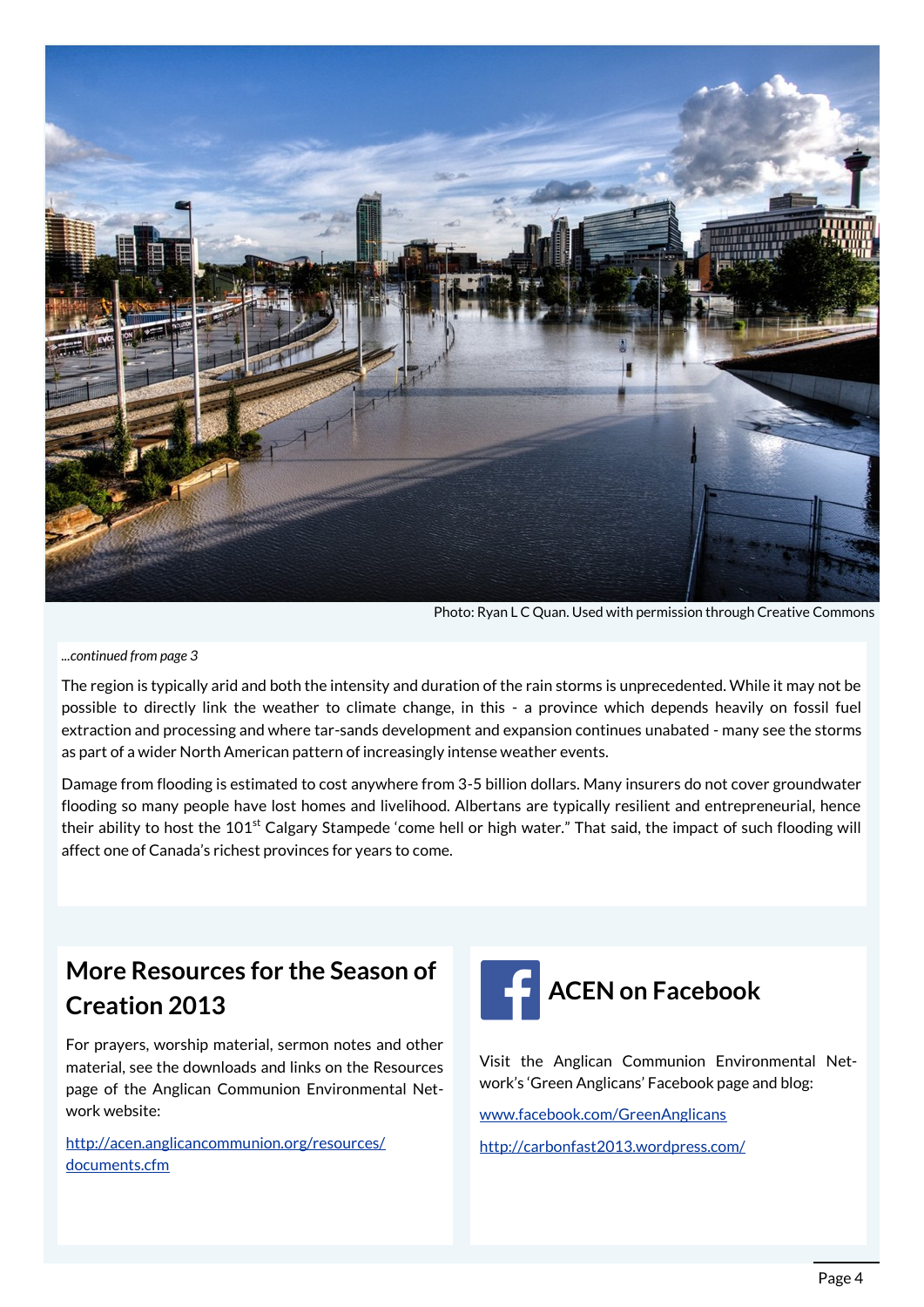Photo: Ryan L C Quan. Used with permission through Creative Commons

*...continued from page 3*

The region is typically arid and both the intensity and duration of the rain storms is unprecedented. While it may not be possible to directly link the weather to climate change, in this - a province which depends heavily on fossil fuel extraction and processing and where tar-sands development and expansion continues unabated - many see the storms as part of a wider North American pattern of increasingly intense weather events.

Damage from flooding is estimated to cost anywhere from 3-5 billion dollars. Many insurers do not cover groundwater flooding so many people have lost homes and livelihood. Albertans are typically resilient and entrepreneurial, hence their ability to host the 101st Calgary Stampede 'come hell or high water." That said, the impact of such flooding will affect one of Canada's richest provinces for years to come.

## More Resources for the Season of Creation 2013

For prayers, worship material, sermon notes and other material, see the downloads and links on the Resources page of the Anglican Communion Environmental Network website:

http://acen.anglicancommunion.org/resources/documents.cfm

## ACEN on Facebook

Visit the Anglican Communion Environmental Network's 'Green Anglicans' Facebook page and blog:

www.facebook.com/GreenAnglicans

http://carbonfast2013.wordpress.com/